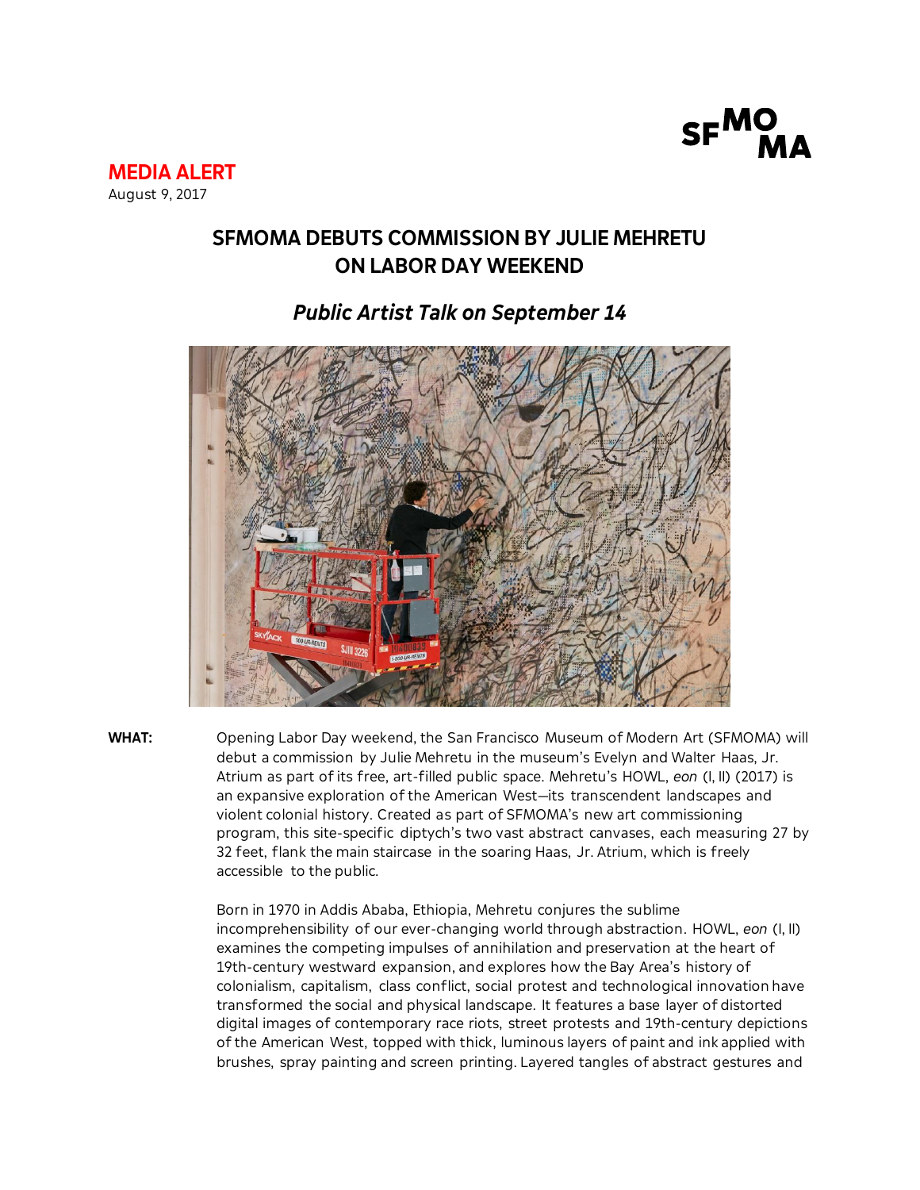**MEDIA ALERT**
August 9, 2017

# SFMOMA DEBUTS COMMISSION BY JULIE MEHRETU ON LABOR DAY WEEKEND

## *Public Artist Talk on September 14*

**WHAT:** Opening Labor Day weekend, the San Francisco Museum of Modern Art (SFMOMA) will debut a commission by Julie Mehretu in the museum's Evelyn and Walter Haas, Jr. Atrium as part of its free, art-filled public space. Mehretu's HOWL, *eon* (I, II) (2017) is an expansive exploration of the American West—its transcendent landscapes and violent colonial history. Created as part of SFMOMA's new art commissioning program, this site-specific diptych's two vast abstract canvases, each measuring 27 by 32 feet, flank the main staircase in the soaring Haas, Jr. Atrium, which is freely accessible to the public.

Born in 1970 in Addis Ababa, Ethiopia, Mehretu conjures the sublime incomprehensibility of our ever-changing world through abstraction. HOWL, *eon* (I, II) examines the competing impulses of annihilation and preservation at the heart of 19th-century westward expansion, and explores how the Bay Area's history of colonialism, capitalism, class conflict, social protest and technological innovation have transformed the social and physical landscape. It features a base layer of distorted digital images of contemporary race riots, street protests and 19th-century depictions of the American West, topped with thick, luminous layers of paint and ink applied with brushes, spray painting and screen printing. Layered tangles of abstract gestures and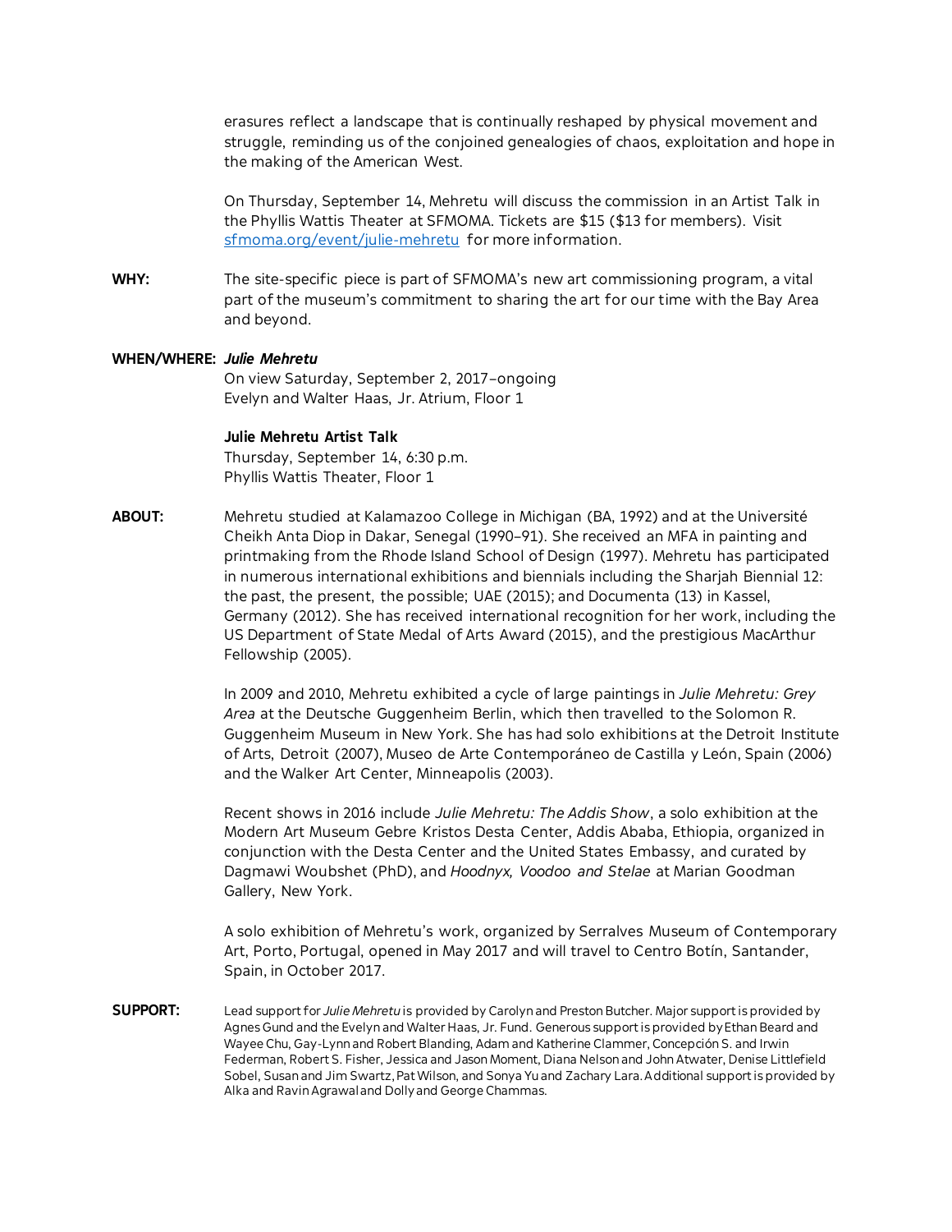erasures reflect a landscape that is continually reshaped by physical movement and struggle, reminding us of the conjoined genealogies of chaos, exploitation and hope in the making of the American West.

On Thursday, September 14, Mehretu will discuss the commission in an Artist Talk in the Phyllis Wattis Theater at SFMOMA. Tickets are $15 ($13 for members). Visit sfmoma.org/event/julie-mehretu for more information.

**WHY:** The site-specific piece is part of SFMOMA's new art commissioning program, a vital part of the museum's commitment to sharing the art for our time with the Bay Area and beyond.

**WHEN/WHERE:** ***Julie Mehretu***
On view Saturday, September 2, 2017–ongoing
Evelyn and Walter Haas, Jr. Atrium, Floor 1

**Julie Mehretu Artist Talk**
Thursday, September 14, 6:30 p.m.
Phyllis Wattis Theater, Floor 1

**ABOUT:** Mehretu studied at Kalamazoo College in Michigan (BA, 1992) and at the Université Cheikh Anta Diop in Dakar, Senegal (1990–91). She received an MFA in painting and printmaking from the Rhode Island School of Design (1997). Mehretu has participated in numerous international exhibitions and biennials including the Sharjah Biennial 12: the past, the present, the possible; UAE (2015); and Documenta (13) in Kassel, Germany (2012). She has received international recognition for her work, including the US Department of State Medal of Arts Award (2015), and the prestigious MacArthur Fellowship (2005).

In 2009 and 2010, Mehretu exhibited a cycle of large paintings in *Julie Mehretu: Grey Area* at the Deutsche Guggenheim Berlin, which then travelled to the Solomon R. Guggenheim Museum in New York. She has had solo exhibitions at the Detroit Institute of Arts, Detroit (2007), Museo de Arte Contemporáneo de Castilla y León, Spain (2006) and the Walker Art Center, Minneapolis (2003).

Recent shows in 2016 include *Julie Mehretu: The Addis Show*, a solo exhibition at the Modern Art Museum Gebre Kristos Desta Center, Addis Ababa, Ethiopia, organized in conjunction with the Desta Center and the United States Embassy, and curated by Dagmawi Woubshet (PhD), and *Hoodnyx, Voodoo and Stelae* at Marian Goodman Gallery, New York.

A solo exhibition of Mehretu's work, organized by Serralves Museum of Contemporary Art, Porto, Portugal, opened in May 2017 and will travel to Centro Botín, Santander, Spain, in October 2017.

**SUPPORT:** Lead support for *Julie Mehretu* is provided by Carolyn and Preston Butcher. Major support is provided by Agnes Gund and the Evelyn and Walter Haas, Jr. Fund. Generous support is provided by Ethan Beard and Wayee Chu, Gay-Lynn and Robert Blanding, Adam and Katherine Clammer, Concepción S. and Irwin Federman, Robert S. Fisher, Jessica and Jason Moment, Diana Nelson and John Atwater, Denise Littlefield Sobel, Susan and Jim Swartz, Pat Wilson, and Sonya Yu and Zachary Lara. Additional support is provided by Alka and Ravin Agrawal and Dolly and George Chammas.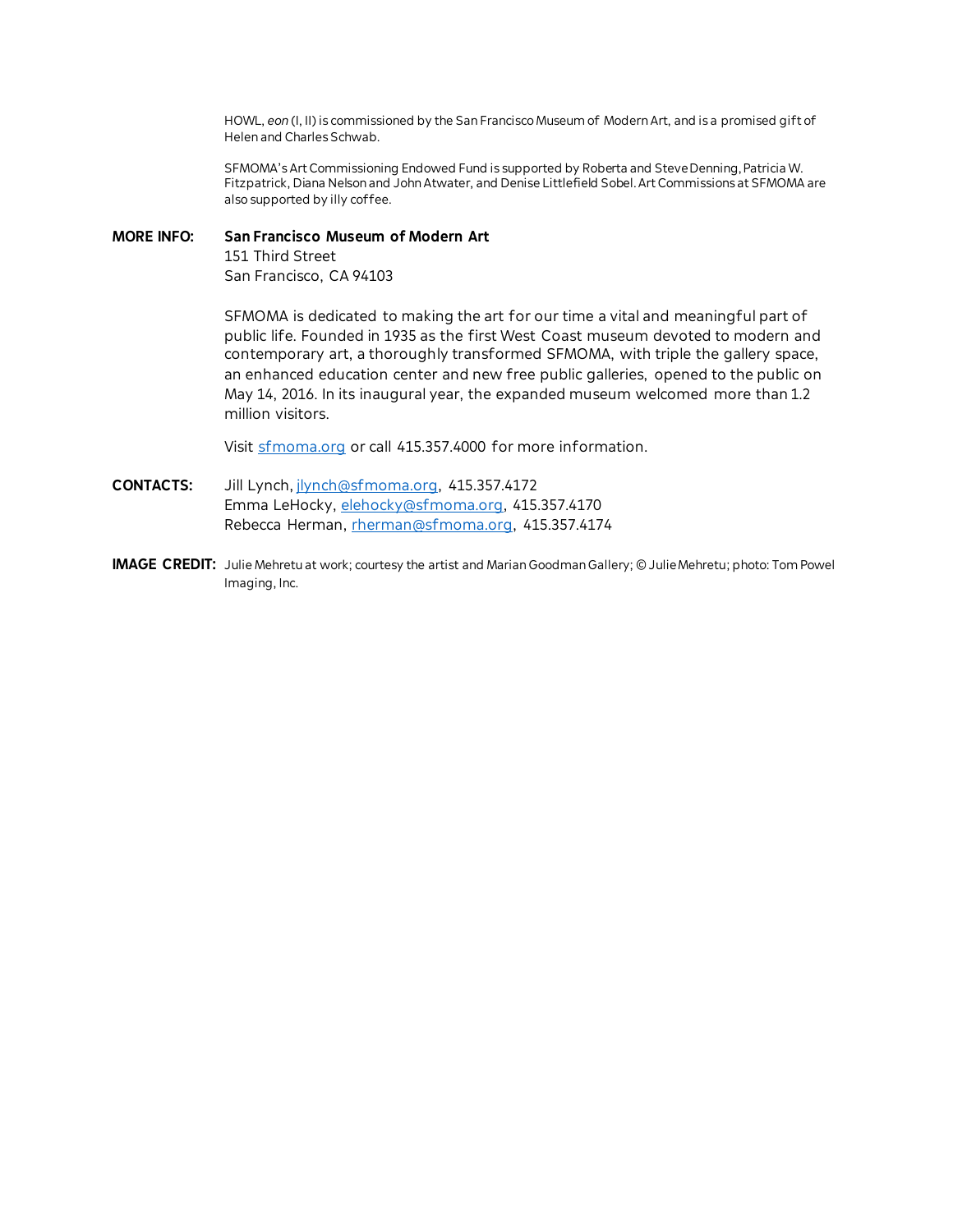HOWL, *eon* (I, II) is commissioned by the San Francisco Museum of Modern Art, and is a promised gift of Helen and Charles Schwab.

SFMOMA's Art Commissioning Endowed Fund is supported by Roberta and Steve Denning, Patricia W. Fitzpatrick, Diana Nelson and John Atwater, and Denise Littlefield Sobel. Art Commissions at SFMOMA are also supported by illy coffee.

**MORE INFO:** **San Francisco Museum of Modern Art**
151 Third Street
San Francisco, CA 94103

SFMOMA is dedicated to making the art for our time a vital and meaningful part of public life. Founded in 1935 as the first West Coast museum devoted to modern and contemporary art, a thoroughly transformed SFMOMA, with triple the gallery space, an enhanced education center and new free public galleries, opened to the public on May 14, 2016. In its inaugural year, the expanded museum welcomed more than 1.2 million visitors.

Visit [sfmoma.org](http://sfmoma.org) or call 415.357.4000 for more information.

**CONTACTS:** Jill Lynch, [jlynch@sfmoma.org](mailto:jlynch@sfmoma.org), 415.357.4172
Emma LeHocky, [elehocky@sfmoma.org](mailto:elehocky@sfmoma.org), 415.357.4170
Rebecca Herman, [rherman@sfmoma.org](mailto:rherman@sfmoma.org), 415.357.4174

**IMAGE CREDIT:** Julie Mehretu at work; courtesy the artist and Marian Goodman Gallery; © Julie Mehretu; photo: Tom Powel Imaging, Inc.